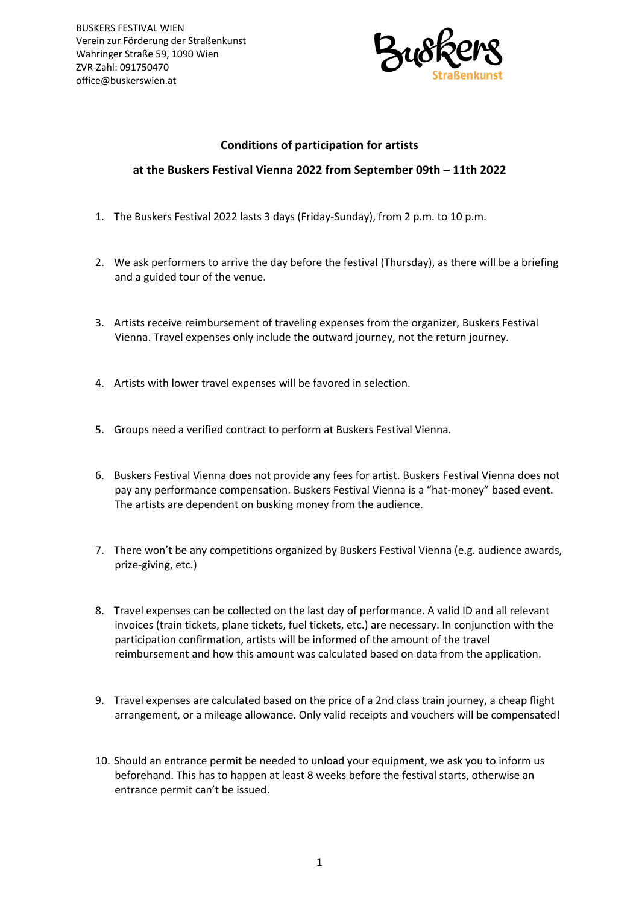BUSKERS FESTIVAL WIEN
Verein zur Förderung der Straßenkunst
Währinger Straße 59, 1090 Wien
ZVR-Zahl: 091750470
office@buskerswien.at

Buskers Straßenkunst

## Conditions of participation for artists

## at the Buskers Festival Vienna 2022 from September 09th – 11th 2022

1. The Buskers Festival 2022 lasts 3 days (Friday-Sunday), from 2 p.m. to 10 p.m.

2. We ask performers to arrive the day before the festival (Thursday), as there will be a briefing and a guided tour of the venue.

3. Artists receive reimbursement of traveling expenses from the organizer, Buskers Festival Vienna. Travel expenses only include the outward journey, not the return journey.

4. Artists with lower travel expenses will be favored in selection.

5. Groups need a verified contract to perform at Buskers Festival Vienna.

6. Buskers Festival Vienna does not provide any fees for artist. Buskers Festival Vienna does not pay any performance compensation. Buskers Festival Vienna is a "hat-money" based event. The artists are dependent on busking money from the audience.

7. There won't be any competitions organized by Buskers Festival Vienna (e.g. audience awards, prize-giving, etc.)

8. Travel expenses can be collected on the last day of performance. A valid ID and all relevant invoices (train tickets, plane tickets, fuel tickets, etc.) are necessary. In conjunction with the participation confirmation, artists will be informed of the amount of the travel reimbursement and how this amount was calculated based on data from the application.

9. Travel expenses are calculated based on the price of a 2nd class train journey, a cheap flight arrangement, or a mileage allowance. Only valid receipts and vouchers will be compensated!

10. Should an entrance permit be needed to unload your equipment, we ask you to inform us beforehand. This has to happen at least 8 weeks before the festival starts, otherwise an entrance permit can't be issued.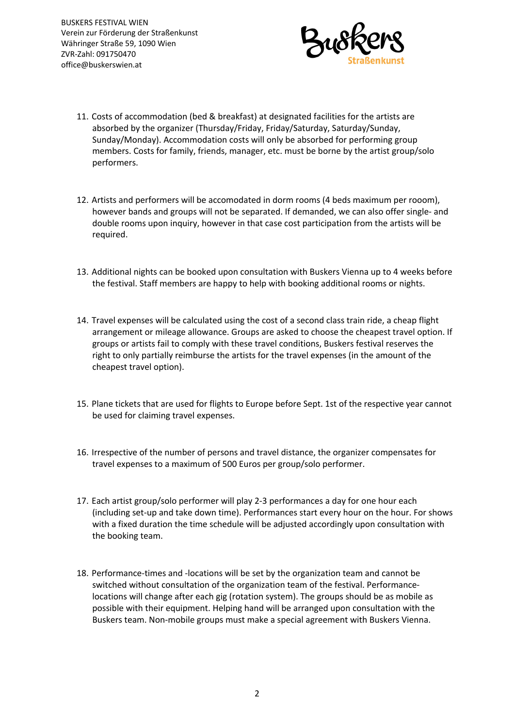11. Costs of accommodation (bed & breakfast) at designated facilities for the artists are absorbed by the organizer (Thursday/Friday, Friday/Saturday, Saturday/Sunday, Sunday/Monday). Accommodation costs will only be absorbed for performing group members. Costs for family, friends, manager, etc. must be borne by the artist group/solo performers.

12. Artists and performers will be accomodated in dorm rooms (4 beds maximum per rooom), however bands and groups will not be separated. If demanded, we can also offer single- and double rooms upon inquiry, however in that case cost participation from the artists will be required.

13. Additional nights can be booked upon consultation with Buskers Vienna up to 4 weeks before the festival. Staff members are happy to help with booking additional rooms or nights.

14. Travel expenses will be calculated using the cost of a second class train ride, a cheap flight arrangement or mileage allowance. Groups are asked to choose the cheapest travel option. If groups or artists fail to comply with these travel conditions, Buskers festival reserves the right to only partially reimburse the artists for the travel expenses (in the amount of the cheapest travel option).

15. Plane tickets that are used for flights to Europe before Sept. 1st of the respective year cannot be used for claiming travel expenses.

16. Irrespective of the number of persons and travel distance, the organizer compensates for travel expenses to a maximum of 500 Euros per group/solo performer.

17. Each artist group/solo performer will play 2-3 performances a day for one hour each (including set-up and take down time). Performances start every hour on the hour. For shows with a fixed duration the time schedule will be adjusted accordingly upon consultation with the booking team.

18. Performance-times and -locations will be set by the organization team and cannot be switched without consultation of the organization team of the festival. Performance-locations will change after each gig (rotation system). The groups should be as mobile as possible with their equipment. Helping hand will be arranged upon consultation with the Buskers team. Non-mobile groups must make a special agreement with Buskers Vienna.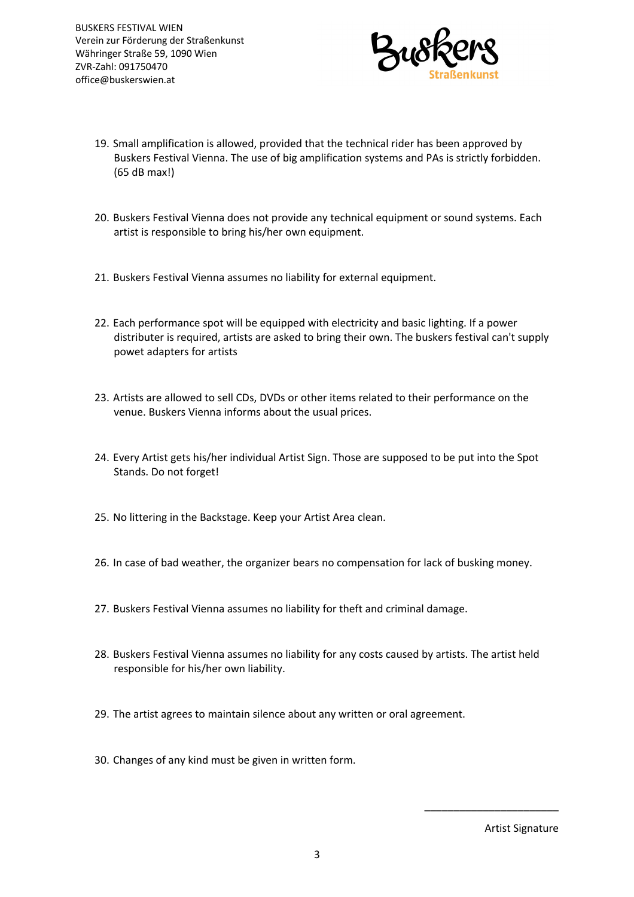BUSKERS FESTIVAL WIEN
Verein zur Förderung der Straßenkunst
Währinger Straße 59, 1090 Wien
ZVR-Zahl: 091750470
office@buskerswien.at

19. Small amplification is allowed, provided that the technical rider has been approved by Buskers Festival Vienna. The use of big amplification systems and PAs is strictly forbidden. (65 dB max!)

20. Buskers Festival Vienna does not provide any technical equipment or sound systems. Each artist is responsible to bring his/her own equipment.

21. Buskers Festival Vienna assumes no liability for external equipment.

22. Each performance spot will be equipped with electricity and basic lighting. If a power distributer is required, artists are asked to bring their own. The buskers festival can't supply powet adapters for artists

23. Artists are allowed to sell CDs, DVDs or other items related to their performance on the venue. Buskers Vienna informs about the usual prices.

24. Every Artist gets his/her individual Artist Sign. Those are supposed to be put into the Spot Stands. Do not forget!

25. No littering in the Backstage. Keep your Artist Area clean.

26. In case of bad weather, the organizer bears no compensation for lack of busking money.

27. Buskers Festival Vienna assumes no liability for theft and criminal damage.

28. Buskers Festival Vienna assumes no liability for any costs caused by artists. The artist held responsible for his/her own liability.

29. The artist agrees to maintain silence about any written or oral agreement.

30. Changes of any kind must be given in written form.

\_\_\_\_\_\_\_\_\_\_\_\_\_\_\_\_\_\_\_\_\_\_\_\_

Artist Signature